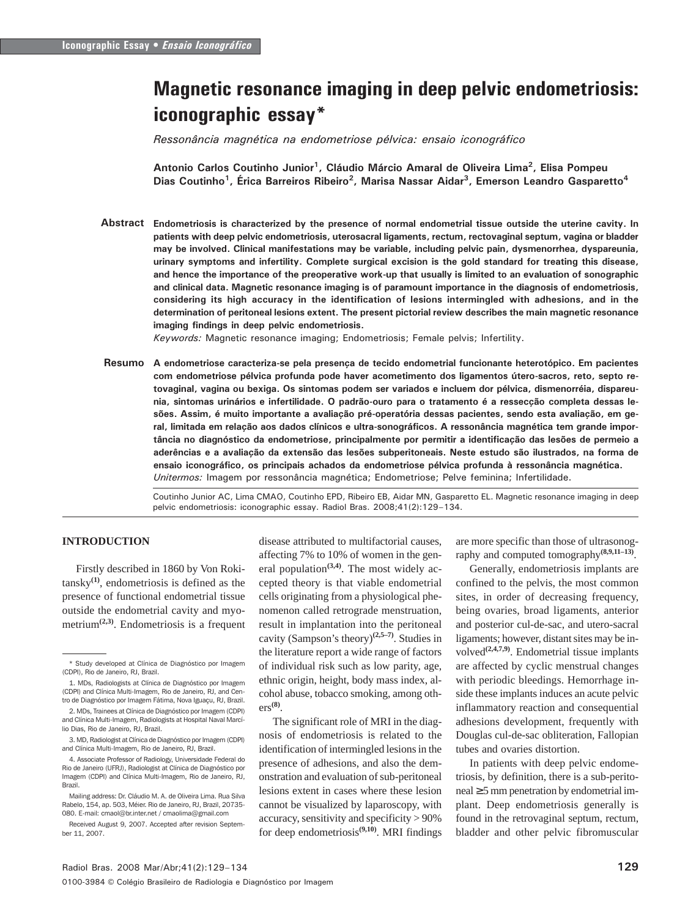Iconographic Essay • *Ensaio Iconográfico*

# Magnetic resonance imaging in deep pelvic endometriosis: iconographic essay*

*Ressonância magnética na endometriose pélvica: ensaio iconográfico*

**Antonio Carlos Coutinho Junior[1], Cláudio Márcio Amaral de Oliveira Lima[2], Elisa Pompeu Dias Coutinho[1], Érica Barreiros Ribeiro[2], Marisa Nassar Aidar[3], Emerson Leandro Gasparetto[4]**

**Abstract** **Endometriosis is characterized by the presence of normal endometrial tissue outside the uterine cavity. In patients with deep pelvic endometriosis, uterosacral ligaments, rectum, rectovaginal septum, vagina or bladder may be involved. Clinical manifestations may be variable, including pelvic pain, dysmenorrhea, dyspareunia, urinary symptoms and infertility. Complete surgical excision is the gold standard for treating this disease, and hence the importance of the preoperative work-up that usually is limited to an evaluation of sonographic and clinical data. Magnetic resonance imaging is of paramount importance in the diagnosis of endometriosis, considering its high accuracy in the identification of lesions intermingled with adhesions, and in the determination of peritoneal lesions extent. The present pictorial review describes the main magnetic resonance imaging findings in deep pelvic endometriosis.**

*Keywords:* Magnetic resonance imaging; Endometriosis; Female pelvis; Infertility.

**Resumo** **A endometriose caracteriza-se pela presença de tecido endometrial funcionante heterotópico. Em pacientes com endometriose pélvica profunda pode haver acometimento dos ligamentos útero-sacros, reto, septo retovaginal, vagina ou bexiga. Os sintomas podem ser variados e incluem dor pélvica, dismenorréia, dispareunia, sintomas urinários e infertilidade. O padrão-ouro para o tratamento é a ressecção completa dessas lesões. Assim, é muito importante a avaliação pré-operatória dessas pacientes, sendo esta avaliação, em geral, limitada em relação aos dados clínicos e ultra-sonográficos. A ressonância magnética tem grande importância no diagnóstico da endometriose, principalmente por permitir a identificação das lesões de permeio a aderências e a avaliação da extensão das lesões subperitoneais. Neste estudo são ilustrados, na forma de ensaio iconográfico, os principais achados da endometriose pélvica profunda à ressonância magnética.**

*Unitermos:* Imagem por ressonância magnética; Endometriose; Pelve feminina; Infertilidade.

Coutinho Junior AC, Lima CMAO, Coutinho EPD, Ribeiro EB, Aidar MN, Gasparetto EL. Magnetic resonance imaging in deep pelvic endometriosis: iconographic essay. Radiol Bras. 2008;41(2):129–134.

## INTRODUCTION

Firstly described in 1860 by Von Rokitansky[1], endometriosis is defined as the presence of functional endometrial tissue outside the endometrial cavity and myometrium[2,3]. Endometriosis is a frequent disease attributed to multifactorial causes, affecting 7% to 10% of women in the general population[3,4]. The most widely accepted theory is that viable endometrial cells originating from a physiological phenomenon called retrograde menstruation, result in implantation into the peritoneal cavity (Sampson's theory)[2,5–7]. Studies in the literature report a wide range of factors of individual risk such as low parity, age, ethnic origin, height, body mass index, alcohol abuse, tobacco smoking, among others[8].

The significant role of MRI in the diagnosis of endometriosis is related to the identification of intermingled lesions in the presence of adhesions, and also the demonstration and evaluation of sub-peritoneal lesions extent in cases where these lesion cannot be visualized by laparoscopy, with accuracy, sensitivity and specificity > 90% for deep endometriosis[9,10]. MRI findings are more specific than those of ultrasonography and computed tomography[8,9,11–13].

Generally, endometriosis implants are confined to the pelvis, the most common sites, in order of decreasing frequency, being ovaries, broad ligaments, anterior and posterior cul-de-sac, and utero-sacral ligaments; however, distant sites may be involved[2,4,7,9]. Endometrial tissue implants are affected by cyclic menstrual changes with periodic bleedings. Hemorrhage inside these implants induces an acute pelvic inflammatory reaction and consequential adhesions development, frequently with Douglas cul-de-sac obliteration, Fallopian tubes and ovaries distortion.

In patients with deep pelvic endometriosis, by definition, there is a sub-peritoneal ≥5 mm penetration by endometrial implant. Deep endometriosis generally is found in the retrovaginal septum, rectum, bladder and other pelvic fibromuscular

---

* Study developed at Clínica de Diagnóstico por Imagem (CDPI), Rio de Janeiro, RJ, Brazil.

1. MDs, Radiologists at Clínica de Diagnóstico por Imagem (CDPI) and Clínica Multi-Imagem, Rio de Janeiro, RJ, and Centro de Diagnóstico por Imagem Fátima, Nova Iguaçu, RJ, Brazil.

2. MDs, Trainees at Clínica de Diagnóstico por Imagem (CDPI) and Clínica Multi-Imagem, Radiologists at Hospital Naval Marcílio Dias, Rio de Janeiro, RJ, Brazil.

3. MD, Radiologist at Clínica de Diagnóstico por Imagem (CDPI) and Clínica Multi-Imagem, Rio de Janeiro, RJ, Brazil.

4. Associate Professor of Radiology, Universidade Federal do Rio de Janeiro (UFRJ), Radiologist at Clínica de Diagnóstico por Imagem (CDPI) and Clínica Multi-Imagem, Rio de Janeiro, RJ, Brazil.

Mailing address: Dr. Cláudio M. A. de Oliveira Lima. Rua Silva Rabelo, 154, ap. 503, Méier. Rio de Janeiro, RJ, Brazil, 20735-080. E-mail: cmaol@br.inter.net / cmaolima@gmail.com

Received August 9, 2007. Accepted after revision September 11, 2007.

0100-3984 © Colégio Brasileiro de Radiologia e Diagnóstico por Imagem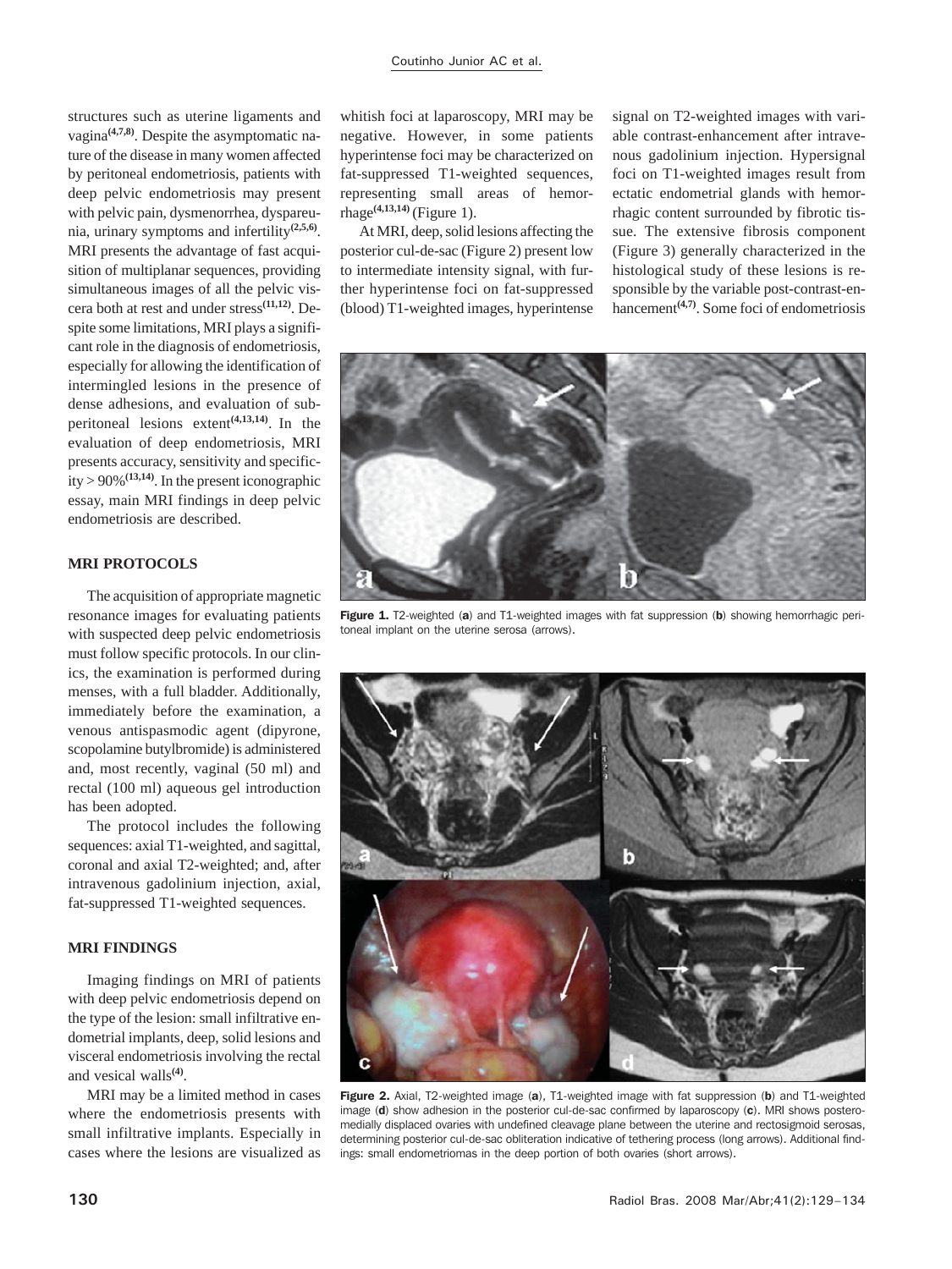structures such as uterine ligaments and vagina[4,7,8]. Despite the asymptomatic nature of the disease in many women affected by peritoneal endometriosis, patients with deep pelvic endometriosis may present with pelvic pain, dysmenorrhea, dyspareunia, urinary symptoms and infertility[2,5,6]. MRI presents the advantage of fast acquisition of multiplanar sequences, providing simultaneous images of all the pelvic viscera both at rest and under stress[11,12]. Despite some limitations, MRI plays a significant role in the diagnosis of endometriosis, especially for allowing the identification of intermingled lesions in the presence of dense adhesions, and evaluation of subperitoneal lesions extent[4,13,14]. In the evaluation of deep endometriosis, MRI presents accuracy, sensitivity and specificity > 90%[13,14]. In the present iconographic essay, main MRI findings in deep pelvic endometriosis are described.

## MRI PROTOCOLS

The acquisition of appropriate magnetic resonance images for evaluating patients with suspected deep pelvic endometriosis must follow specific protocols. In our clinics, the examination is performed during menses, with a full bladder. Additionally, immediately before the examination, a venous antispasmodic agent (dipyrone, scopolamine butylbromide) is administered and, most recently, vaginal (50 ml) and rectal (100 ml) aqueous gel introduction has been adopted.

The protocol includes the following sequences: axial T1-weighted, and sagittal, coronal and axial T2-weighted; and, after intravenous gadolinium injection, axial, fat-suppressed T1-weighted sequences.

## MRI FINDINGS

Imaging findings on MRI of patients with deep pelvic endometriosis depend on the type of the lesion: small infiltrative endometrial implants, deep, solid lesions and visceral endometriosis involving the rectal and vesical walls[4].

MRI may be a limited method in cases where the endometriosis presents with small infiltrative implants. Especially in cases where the lesions are visualized as whitish foci at laparoscopy, MRI may be negative. However, in some patients hyperintense foci may be characterized on fat-suppressed T1-weighted sequences, representing small areas of hemorrhage[4,13,14] (Figure 1).

At MRI, deep, solid lesions affecting the posterior cul-de-sac (Figure 2) present low to intermediate intensity signal, with further hyperintense foci on fat-suppressed (blood) T1-weighted images, hyperintense signal on T2-weighted images with variable contrast-enhancement after intravenous gadolinium injection. Hypersignal foci on T1-weighted images result from ectatic endometrial glands with hemorrhagic content surrounded by fibrotic tissue. The extensive fibrosis component (Figure 3) generally characterized in the histological study of these lesions is responsible by the variable post-contrast-enhancement[4,7]. Some foci of endometriosis

**Figure 1.** T2-weighted (**a**) and T1-weighted images with fat suppression (**b**) showing hemorrhagic peritoneal implant on the uterine serosa (arrows).

**Figure 2.** Axial, T2-weighted image (**a**), T1-weighted image with fat suppression (**b**) and T1-weighted image (**d**) show adhesion in the posterior cul-de-sac confirmed by laparoscopy (**c**). MRI shows posteromedially displaced ovaries with undefined cleavage plane between the uterine and rectosigmoid serosas, determining posterior cul-de-sac obliteration indicative of tethering process (long arrows). Additional findings: small endometriomas in the deep portion of both ovaries (short arrows).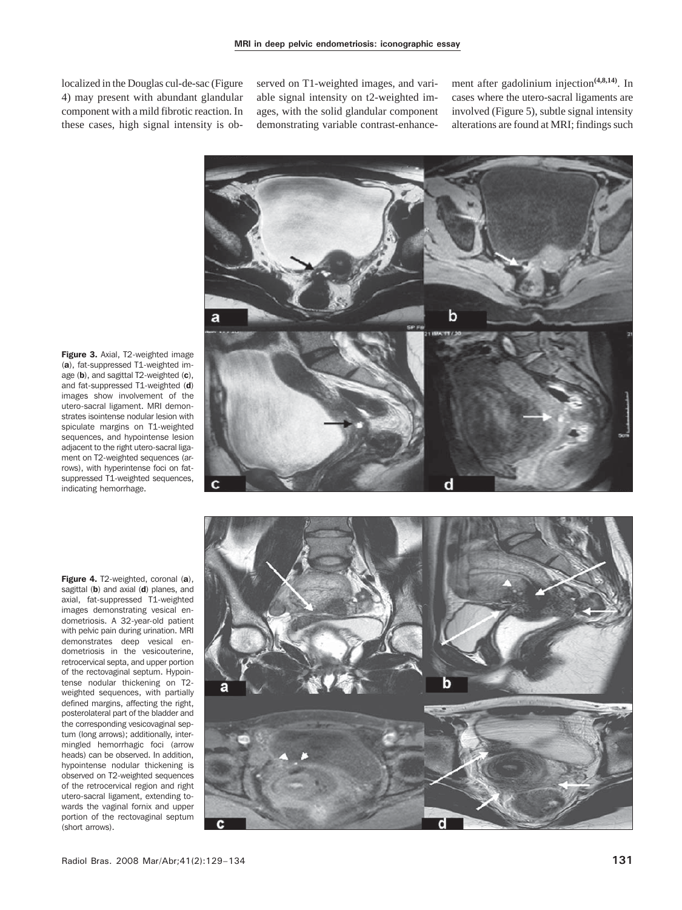localized in the Douglas cul-de-sac (Figure 4) may present with abundant glandular component with a mild fibrotic reaction. In these cases, high signal intensity is observed on T1-weighted images, and variable signal intensity on t2-weighted images, with the solid glandular component demonstrating variable contrast-enhancement after gadolinium injection[4,8,14]. In cases where the utero-sacral ligaments are involved (Figure 5), subtle signal intensity alterations are found at MRI; findings such

**Figure 3.** Axial, T2-weighted image (**a**), fat-suppressed T1-weighted image (**b**), and sagittal T2-weighted (**c**), and fat-suppressed T1-weighted (**d**) images show involvement of the utero-sacral ligament. MRI demonstrates isointense nodular lesion with spiculate margins on T1-weighted sequences, and hypointense lesion adjacent to the right utero-sacral ligament on T2-weighted sequences (arrows), with hyperintense foci on fat-suppressed T1-weighted sequences, indicating hemorrhage.

**Figure 4.** T2-weighted, coronal (**a**), sagittal (**b**) and axial (**d**) planes, and axial, fat-suppressed T1-weighted images demonstrating vesical endometriosis. A 32-year-old patient with pelvic pain during urination. MRI demonstrates deep vesical endometriosis in the vesicouterine, retrocervical septa, and upper portion of the rectovaginal septum. Hypointense nodular thickening on T2-weighted sequences, with partially defined margins, affecting the right, posterolateral part of the bladder and the corresponding vesicovaginal septum (long arrows); additionally, intermingled hemorrhagic foci (arrow heads) can be observed. In addition, hypointense nodular thickening is observed on T2-weighted sequences of the retrocervical region and right utero-sacral ligament, extending towards the vaginal fornix and upper portion of the rectovaginal septum (short arrows).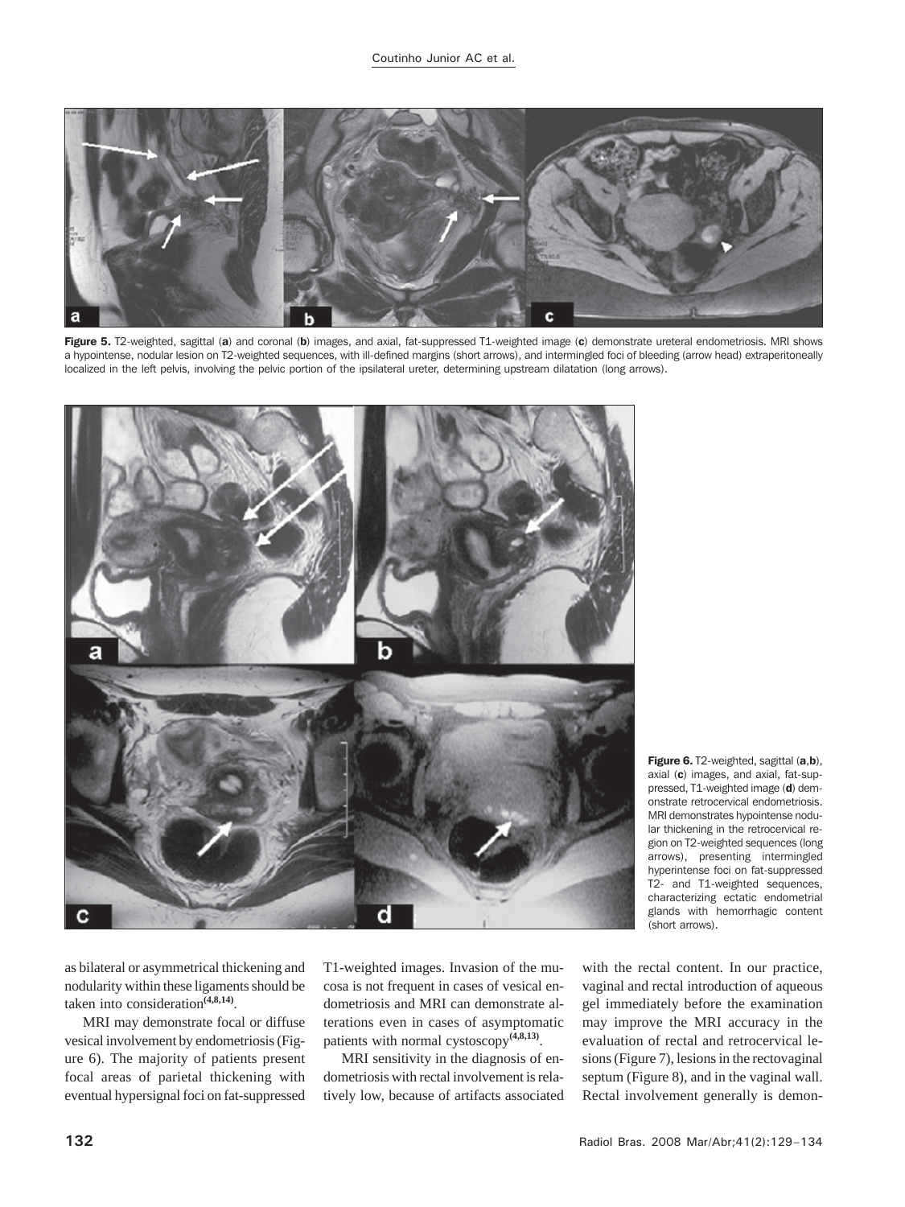**Figure 5.** T2-weighted, sagittal (**a**) and coronal (**b**) images, and axial, fat-suppressed T1-weighted image (**c**) demonstrate ureteral endometriosis. MRI shows a hypointense, nodular lesion on T2-weighted sequences, with ill-defined margins (short arrows), and intermingled foci of bleeding (arrow head) extraperitoneally localized in the left pelvis, involving the pelvic portion of the ipsilateral ureter, determining upstream dilatation (long arrows).

**Figure 6.** T2-weighted, sagittal (**a**,**b**), axial (**c**) images, and axial, fat-suppressed, T1-weighted image (**d**) demonstrate retrocervical endometriosis. MRI demonstrates hypointense nodular thickening in the retrocervical region on T2-weighted sequences (long arrows), presenting intermingled hyperintense foci on fat-suppressed T2- and T1-weighted sequences, characterizing ectatic endometrial glands with hemorrhagic content (short arrows).

as bilateral or asymmetrical thickening and nodularity within these ligaments should be taken into consideration[4,8,14].

MRI may demonstrate focal or diffuse vesical involvement by endometriosis (Figure 6). The majority of patients present focal areas of parietal thickening with eventual hypersignal foci on fat-suppressed T1-weighted images. Invasion of the mucosa is not frequent in cases of vesical endometriosis and MRI can demonstrate alterations even in cases of asymptomatic patients with normal cystoscopy[4,8,13].

MRI sensitivity in the diagnosis of endometriosis with rectal involvement is relatively low, because of artifacts associated with the rectal content. In our practice, vaginal and rectal introduction of aqueous gel immediately before the examination may improve the MRI accuracy in the evaluation of rectal and retrocervical lesions (Figure 7), lesions in the rectovaginal septum (Figure 8), and in the vaginal wall. Rectal involvement generally is demon-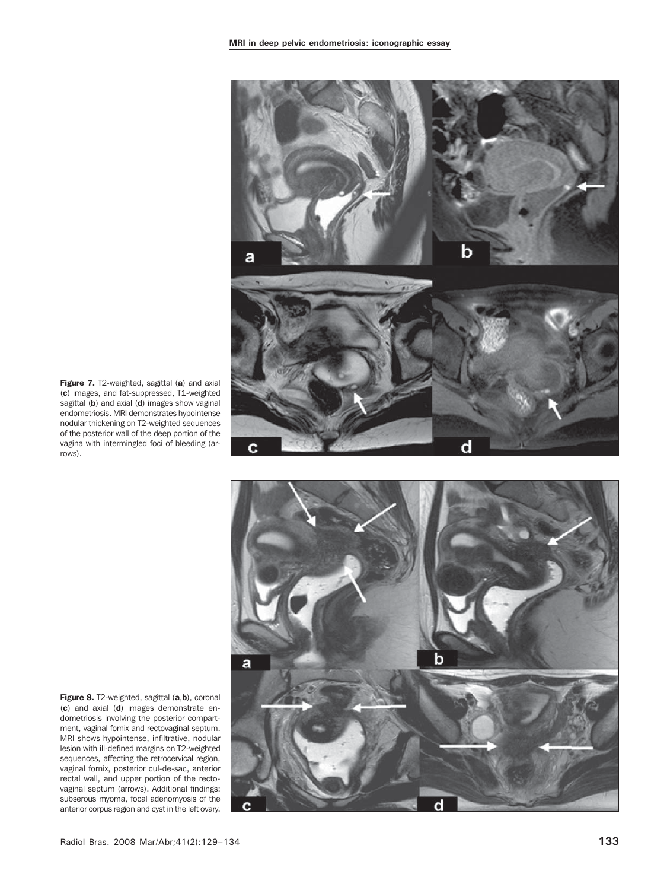**Figure 7.** T2-weighted, sagittal (**a**) and axial (**c**) images, and fat-suppressed, T1-weighted sagittal (**b**) and axial (**d**) images show vaginal endometriosis. MRI demonstrates hypointense nodular thickening on T2-weighted sequences of the posterior wall of the deep portion of the vagina with intermingled foci of bleeding (arrows).

**Figure 8.** T2-weighted, sagittal (**a**,**b**), coronal (**c**) and axial (**d**) images demonstrate endometriosis involving the posterior compartment, vaginal fornix and rectovaginal septum. MRI shows hypointense, infiltrative, nodular lesion with ill-defined margins on T2-weighted sequences, affecting the retrocervical region, vaginal fornix, posterior cul-de-sac, anterior rectal wall, and upper portion of the rectovaginal septum (arrows). Additional findings: subserous myoma, focal adenomyosis of the anterior corpus region and cyst in the left ovary.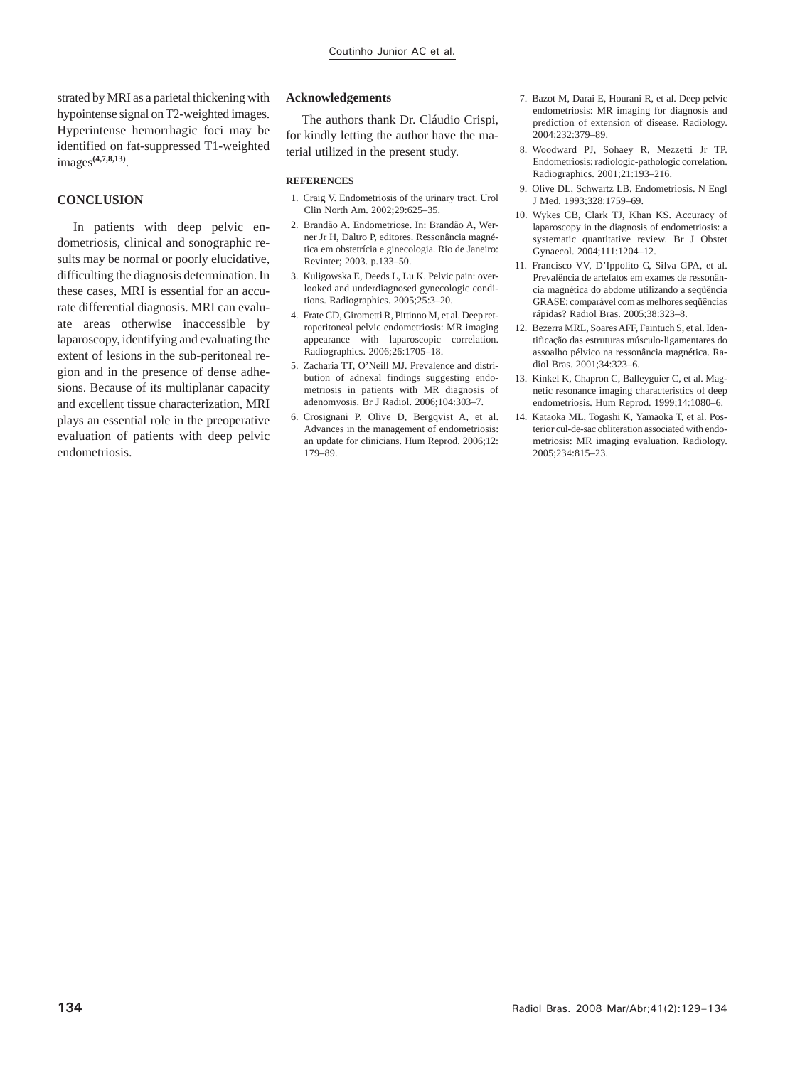strated by MRI as a parietal thickening with hypointense signal on T2-weighted images. Hyperintense hemorrhagic foci may be identified on fat-suppressed T1-weighted images[4,7,8,13].

## CONCLUSION

In patients with deep pelvic endometriosis, clinical and sonographic results may be normal or poorly elucidative, difficulting the diagnosis determination. In these cases, MRI is essential for an accurate differential diagnosis. MRI can evaluate areas otherwise inaccessible by laparoscopy, identifying and evaluating the extent of lesions in the sub-peritoneal region and in the presence of dense adhesions. Because of its multiplanar capacity and excellent tissue characterization, MRI plays an essential role in the preoperative evaluation of patients with deep pelvic endometriosis.

### Acknowledgements

The authors thank Dr. Cláudio Crispi, for kindly letting the author have the material utilized in the present study.

### REFERENCES

1. Craig V. Endometriosis of the urinary tract. Urol Clin North Am. 2002;29:625–35.
2. Brandão A. Endometriose. In: Brandão A, Werner Jr H, Daltro P, editores. Ressonância magnética em obstetrícia e ginecologia. Rio de Janeiro: Revinter; 2003. p.133–50.
3. Kuligowska E, Deeds L, Lu K. Pelvic pain: overlooked and underdiagnosed gynecologic conditions. Radiographics. 2005;25:3–20.
4. Frate CD, Girometti R, Pittinno M, et al. Deep retroperitoneal pelvic endometriosis: MR imaging appearance with laparoscopic correlation. Radiographics. 2006;26:1705–18.
5. Zacharia TT, O'Neill MJ. Prevalence and distribution of adnexal findings suggesting endometriosis in patients with MR diagnosis of adenomyosis. Br J Radiol. 2006;104:303–7.
6. Crosignani P, Olive D, Bergqvist A, et al. Advances in the management of endometriosis: an update for clinicians. Hum Reprod. 2006;12: 179–89.
7. Bazot M, Darai E, Hourani R, et al. Deep pelvic endometriosis: MR imaging for diagnosis and prediction of extension of disease. Radiology. 2004;232:379–89.
8. Woodward PJ, Sohaey R, Mezzetti Jr TP. Endometriosis: radiologic-pathologic correlation. Radiographics. 2001;21:193–216.
9. Olive DL, Schwartz LB. Endometriosis. N Engl J Med. 1993;328:1759–69.
10. Wykes CB, Clark TJ, Khan KS. Accuracy of laparoscopy in the diagnosis of endometriosis: a systematic quantitative review. Br J Obstet Gynaecol. 2004;111:1204–12.
11. Francisco VV, D'Ippolito G, Silva GPA, et al. Prevalência de artefatos em exames de ressonância magnética do abdome utilizando a seqüência GRASE: comparável com as melhores seqüências rápidas? Radiol Bras. 2005;38:323–8.
12. Bezerra MRL, Soares AFF, Faintuch S, et al. Identificação das estruturas músculo-ligamentares do assoalho pélvico na ressonância magnética. Radiol Bras. 2001;34:323–6.
13. Kinkel K, Chapron C, Balleyguier C, et al. Magnetic resonance imaging characteristics of deep endometriosis. Hum Reprod. 1999;14:1080–6.
14. Kataoka ML, Togashi K, Yamaoka T, et al. Posterior cul-de-sac obliteration associated with endometriosis: MR imaging evaluation. Radiology. 2005;234:815–23.